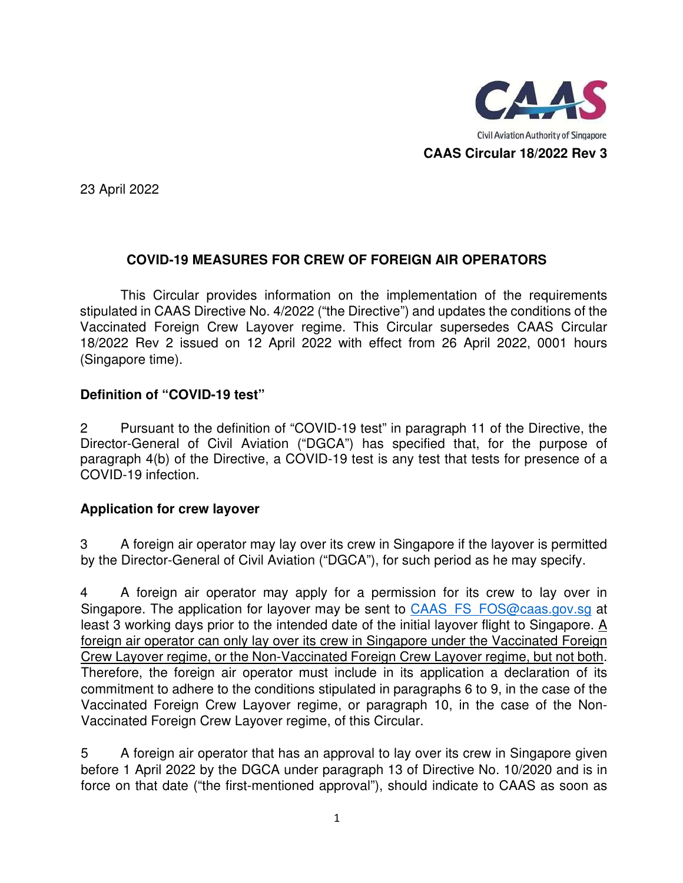CAAS

Civil Aviation Authority of Singapore

**CAAS Circular 18/2022 Rev 3**

23 April 2022

## COVID-19 MEASURES FOR CREW OF FOREIGN AIR OPERATORS

This Circular provides information on the implementation of the requirements stipulated in CAAS Directive No. 4/2022 ("the Directive") and updates the conditions of the Vaccinated Foreign Crew Layover regime. This Circular supersedes CAAS Circular 18/2022 Rev 2 issued on 12 April 2022 with effect from 26 April 2022, 0001 hours (Singapore time).

### Definition of "COVID-19 test"

2 Pursuant to the definition of "COVID-19 test" in paragraph 11 of the Directive, the Director-General of Civil Aviation ("DGCA") has specified that, for the purpose of paragraph 4(b) of the Directive, a COVID-19 test is any test that tests for presence of a COVID-19 infection.

### Application for crew layover

3 A foreign air operator may lay over its crew in Singapore if the layover is permitted by the Director-General of Civil Aviation ("DGCA"), for such period as he may specify.

4 A foreign air operator may apply for a permission for its crew to lay over in Singapore. The application for layover may be sent to CAAS_FS_FOS@caas.gov.sg at least 3 working days prior to the intended date of the initial layover flight to Singapore. <u>A foreign air operator can only lay over its crew in Singapore under the Vaccinated Foreign Crew Layover regime, or the Non-Vaccinated Foreign Crew Layover regime, but not both</u>. Therefore, the foreign air operator must include in its application a declaration of its commitment to adhere to the conditions stipulated in paragraphs 6 to 9, in the case of the Vaccinated Foreign Crew Layover regime, or paragraph 10, in the case of the Non-Vaccinated Foreign Crew Layover regime, of this Circular.

5 A foreign air operator that has an approval to lay over its crew in Singapore given before 1 April 2022 by the DGCA under paragraph 13 of Directive No. 10/2020 and is in force on that date ("the first-mentioned approval"), should indicate to CAAS as soon as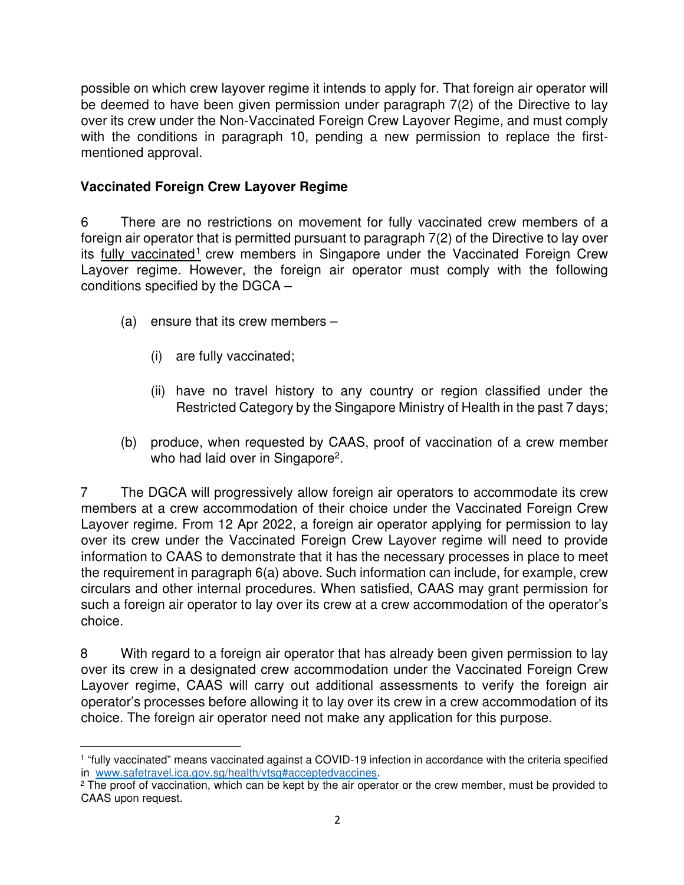possible on which crew layover regime it intends to apply for. That foreign air operator will be deemed to have been given permission under paragraph 7(2) of the Directive to lay over its crew under the Non-Vaccinated Foreign Crew Layover Regime, and must comply with the conditions in paragraph 10, pending a new permission to replace the first-mentioned approval.

**Vaccinated Foreign Crew Layover Regime**

6 There are no restrictions on movement for fully vaccinated crew members of a foreign air operator that is permitted pursuant to paragraph 7(2) of the Directive to lay over its fully vaccinated[1] crew members in Singapore under the Vaccinated Foreign Crew Layover regime. However, the foreign air operator must comply with the following conditions specified by the DGCA –

- (a) ensure that its crew members –
  - (i) are fully vaccinated;
  - (ii) have no travel history to any country or region classified under the Restricted Category by the Singapore Ministry of Health in the past 7 days;
- (b) produce, when requested by CAAS, proof of vaccination of a crew member who had laid over in Singapore[2].

7 The DGCA will progressively allow foreign air operators to accommodate its crew members at a crew accommodation of their choice under the Vaccinated Foreign Crew Layover regime. From 12 Apr 2022, a foreign air operator applying for permission to lay over its crew under the Vaccinated Foreign Crew Layover regime will need to provide information to CAAS to demonstrate that it has the necessary processes in place to meet the requirement in paragraph 6(a) above. Such information can include, for example, crew circulars and other internal procedures. When satisfied, CAAS may grant permission for such a foreign air operator to lay over its crew at a crew accommodation of the operator's choice.

8 With regard to a foreign air operator that has already been given permission to lay over its crew in a designated crew accommodation under the Vaccinated Foreign Crew Layover regime, CAAS will carry out additional assessments to verify the foreign air operator's processes before allowing it to lay over its crew in a crew accommodation of its choice. The foreign air operator need not make any application for this purpose.

---

[1] "fully vaccinated" means vaccinated against a COVID-19 infection in accordance with the criteria specified in www.safetravel.ica.gov.sg/health/vtsg#acceptedvaccines.

[2] The proof of vaccination, which can be kept by the air operator or the crew member, must be provided to CAAS upon request.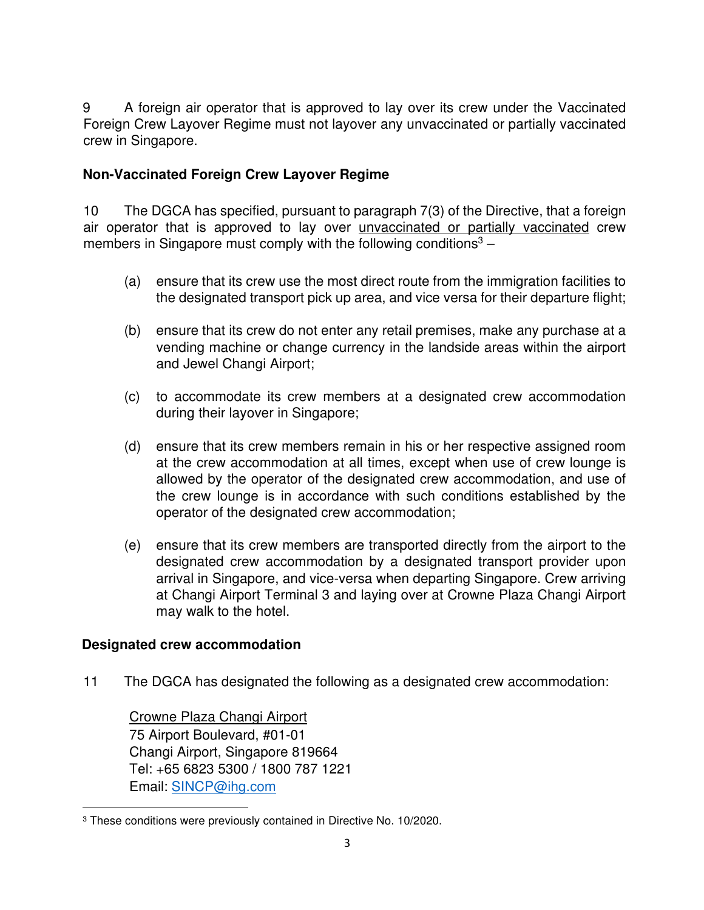9 A foreign air operator that is approved to lay over its crew under the Vaccinated Foreign Crew Layover Regime must not layover any unvaccinated or partially vaccinated crew in Singapore.

**Non-Vaccinated Foreign Crew Layover Regime**

10 The DGCA has specified, pursuant to paragraph 7(3) of the Directive, that a foreign air operator that is approved to lay over unvaccinated or partially vaccinated crew members in Singapore must comply with the following conditions[3] –

(a) ensure that its crew use the most direct route from the immigration facilities to the designated transport pick up area, and vice versa for their departure flight;

(b) ensure that its crew do not enter any retail premises, make any purchase at a vending machine or change currency in the landside areas within the airport and Jewel Changi Airport;

(c) to accommodate its crew members at a designated crew accommodation during their layover in Singapore;

(d) ensure that its crew members remain in his or her respective assigned room at the crew accommodation at all times, except when use of crew lounge is allowed by the operator of the designated crew accommodation, and use of the crew lounge is in accordance with such conditions established by the operator of the designated crew accommodation;

(e) ensure that its crew members are transported directly from the airport to the designated crew accommodation by a designated transport provider upon arrival in Singapore, and vice-versa when departing Singapore. Crew arriving at Changi Airport Terminal 3 and laying over at Crowne Plaza Changi Airport may walk to the hotel.

**Designated crew accommodation**

11 The DGCA has designated the following as a designated crew accommodation:

Crowne Plaza Changi Airport
75 Airport Boulevard, #01-01
Changi Airport, Singapore 819664
Tel: +65 6823 5300 / 1800 787 1221
Email: SINCP@ihg.com

[3] These conditions were previously contained in Directive No. 10/2020.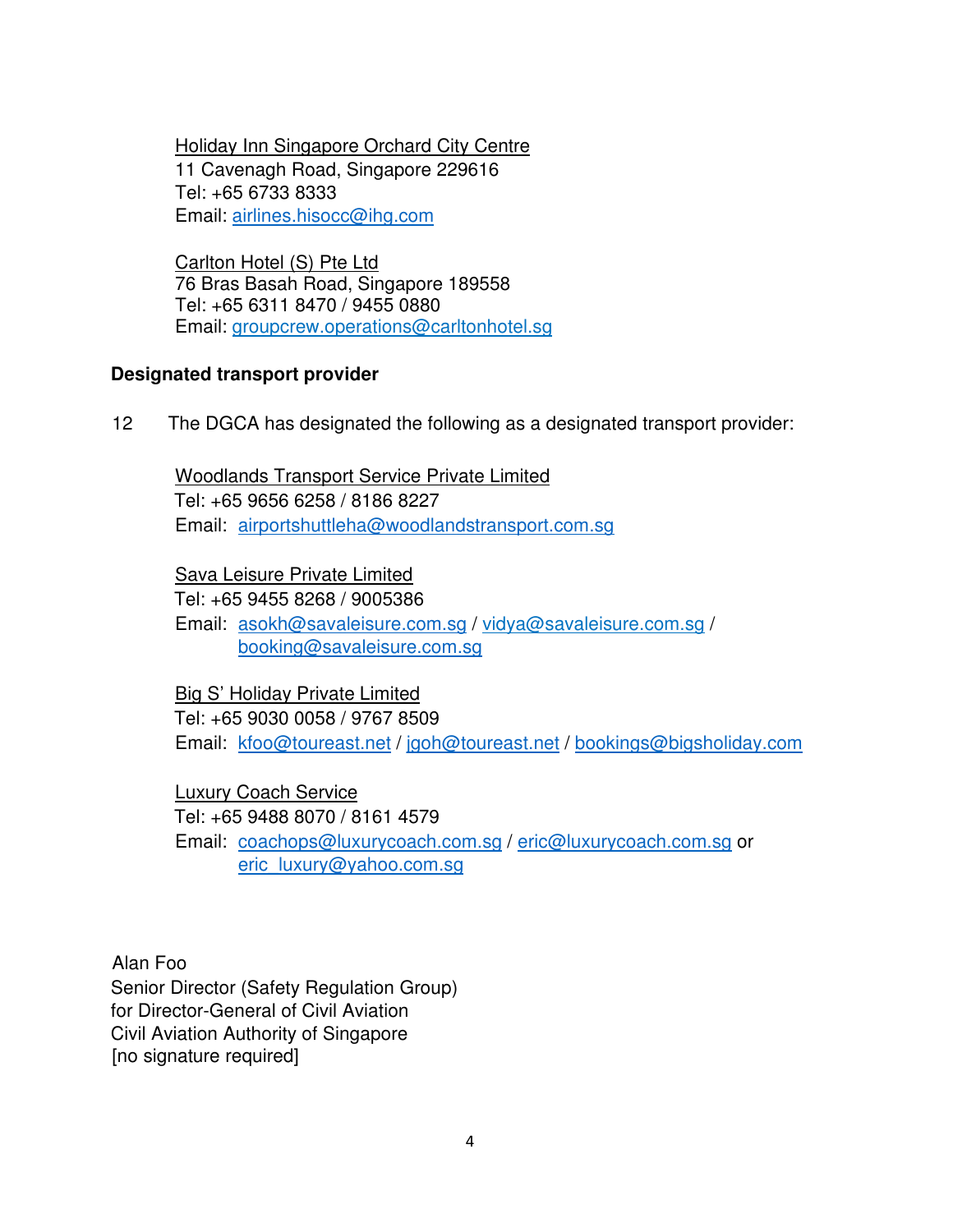Holiday Inn Singapore Orchard City Centre
11 Cavenagh Road, Singapore 229616
Tel: +65 6733 8333
Email: airlines.hisocc@ihg.com

Carlton Hotel (S) Pte Ltd
76 Bras Basah Road, Singapore 189558
Tel: +65 6311 8470 / 9455 0880
Email: groupcrew.operations@carltonhotel.sg

**Designated transport provider**

12 The DGCA has designated the following as a designated transport provider:

Woodlands Transport Service Private Limited
Tel: +65 9656 6258 / 8186 8227
Email: airportshuttleha@woodlandstransport.com.sg

Sava Leisure Private Limited
Tel: +65 9455 8268 / 9005386
Email: asokh@savaleisure.com.sg / vidya@savaleisure.com.sg / booking@savaleisure.com.sg

Big S' Holiday Private Limited
Tel: +65 9030 0058 / 9767 8509
Email: kfoo@toureast.net / jgoh@toureast.net / bookings@bigsholiday.com

Luxury Coach Service
Tel: +65 9488 8070 / 8161 4579
Email: coachops@luxurycoach.com.sg / eric@luxurycoach.com.sg or eric_luxury@yahoo.com.sg

Alan Foo
Senior Director (Safety Regulation Group)
for Director-General of Civil Aviation
Civil Aviation Authority of Singapore
[no signature required]